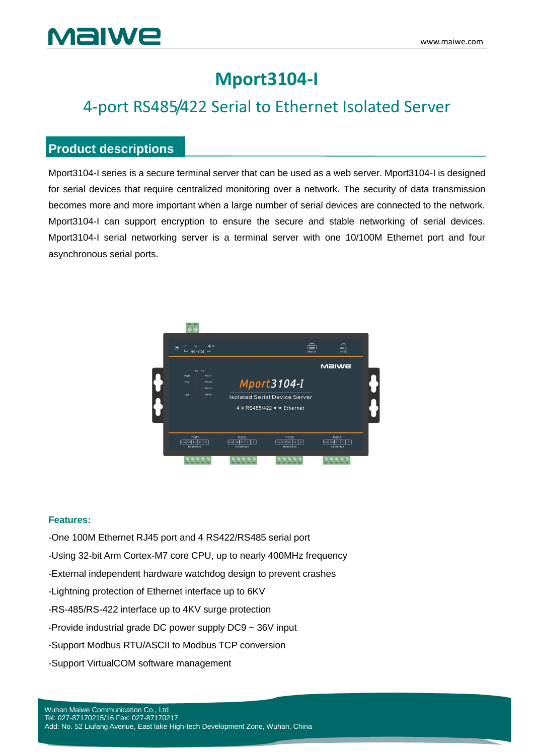# Mport3104-I

## 4-port RS485/422 Serial to Ethernet Isolated Server

## Product descriptions

Mport3104-I series is a secure terminal server that can be used as a web server. Mport3104-I is designed for serial devices that require centralized monitoring over a network. The security of data transmission becomes more and more important when a large number of serial devices are connected to the network. Mport3104-I can support encryption to ensure the secure and stable networking of serial devices. Mport3104-I serial networking server is a terminal server with one 10/100M Ethernet port and four asynchronous serial ports.

**Features:**

-One 100M Ethernet RJ45 port and 4 RS422/RS485 serial port

-Using 32-bit Arm Cortex-M7 core CPU, up to nearly 400MHz frequency

-External independent hardware watchdog design to prevent crashes

-Lightning protection of Ethernet up to 6KV

-RS-485/RS-422 interface up to 4KV surge protection

-Provide industrial grade DC power supply DC9 ~ 36V input

-Support Modbus RTU/ASCII to Modbus TCP conversion

-Support VirtualCOM software management

Wuhan Maiwe Communication Co., Ltd
Tel: 027-87170215/16 Fax: 027-87170217
Add: No. 52 Liufang Avenue, East lake High-tech Development Zone, Wuhan, China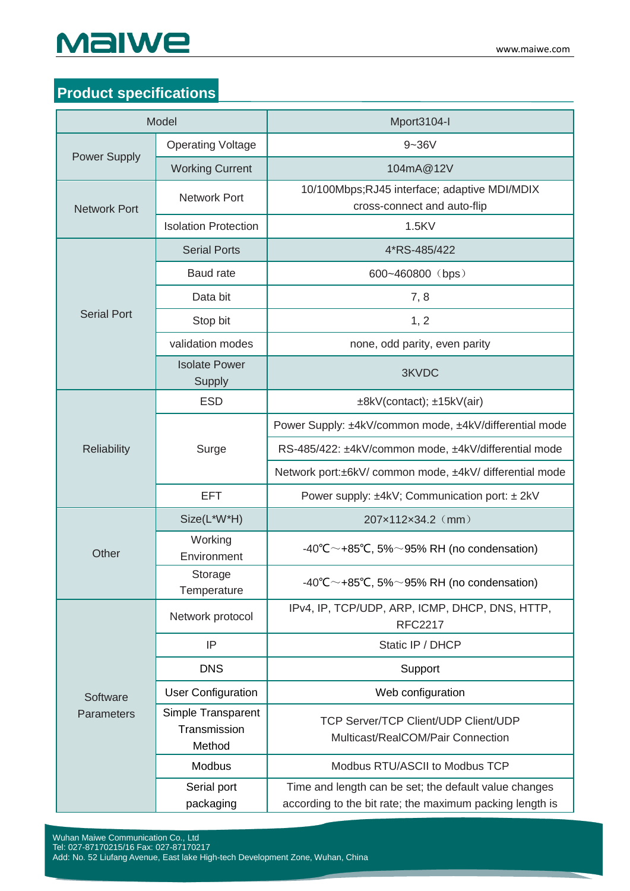## Product specifications

| Model | | Mport3104-I |
|---|---|---|
| Power Supply | Operating Voltage | 9~36V |
| | Working Current | 104mA@12V |
| Network Port | Network Port | 10/100Mbps;RJ45 interface; adaptive MDI/MDIX cross-connect and auto-flip |
| | Isolation Protection | 1.5KV |
| Serial Port | Serial Ports | 4*RS-485/422 |
| | Baud rate | 600~460800（bps） |
| | Data bit | 7, 8 |
| | Stop bit | 1, 2 |
| | validation modes | none, odd parity, even parity |
| | Isolate Power Supply | 3KVDC |
| Reliability | ESD | ±8kV(contact); ±15kV(air) |
| | Surge | Power Supply: ±4kV/common mode, ±4kV/differential mode |
| | | RS-485/422: ±4kV/common mode, ±4kV/differential mode |
| | | Network port:±6kV/ common mode, ±4kV/ differential mode |
| | EFT | Power supply: ±4kV; Communication port: ± 2kV |
| Other | Size(L*W*H) | 207×112×34.2（mm） |
| | Working Environment | -40℃～+85℃, 5%～95% RH (no condensation) |
| | Storage Temperature | -40℃～+85℃, 5%～95% RH (no condensation) |
| Software Parameters | Network protocol | IPv4, IP, TCP/UDP, ARP, ICMP, DHCP, DNS, HTTP, RFC2217 |
| | IP | Static IP / DHCP |
| | DNS | Support |
| | User Configuration | Web configuration |
| | Simple Transparent Transmission Method | TCP Server/TCP Client/UDP Client/UDP Multicast/RealCOM/Pair Connection |
| | Modbus | Modbus RTU/ASCII to Modbus TCP |
| | Serial port packaging | Time and length can be set; the default value changes according to the bit rate; the maximum packing length is |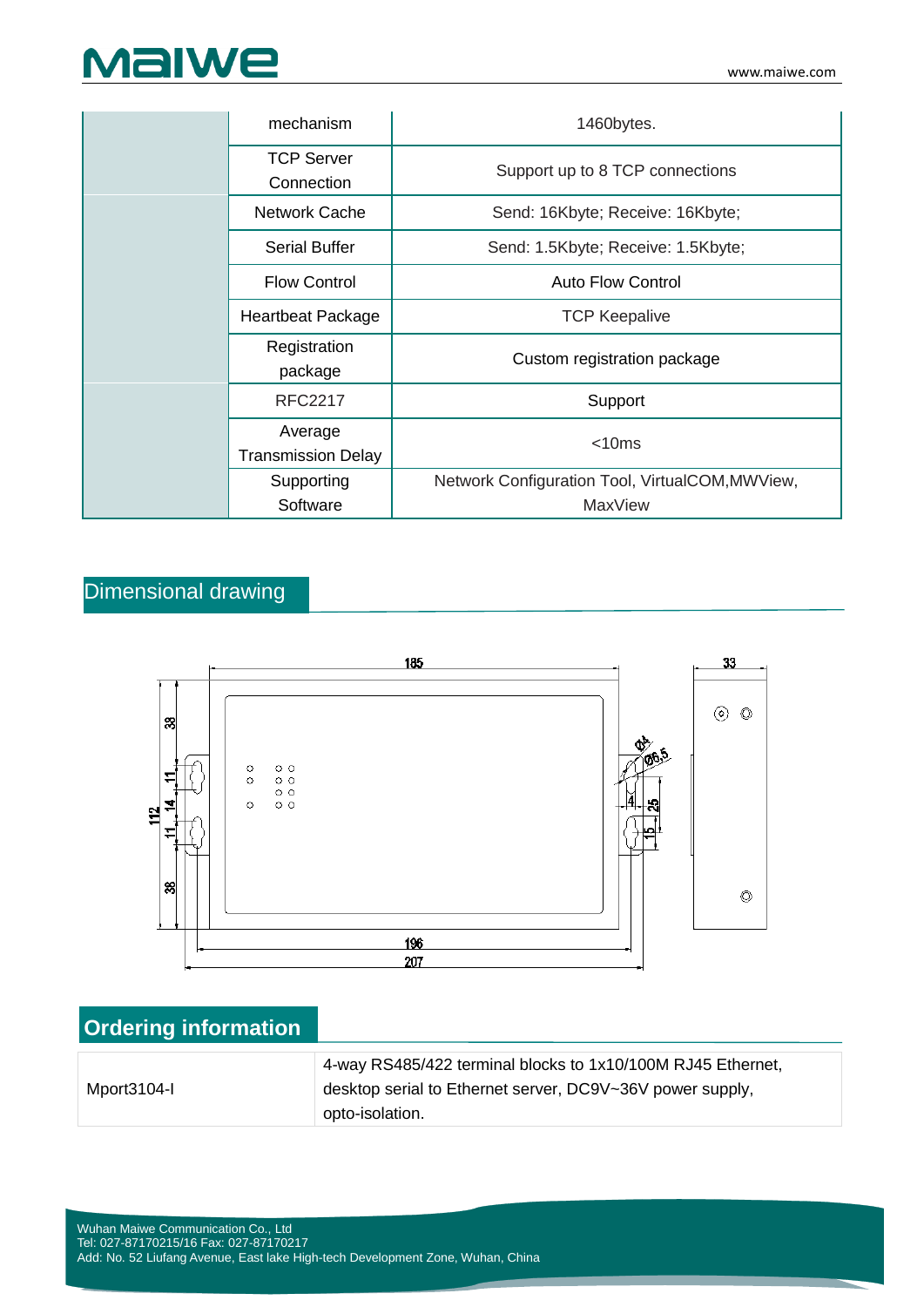| | | |
|---|---|---|
| | mechanism | 1460bytes. |
| | TCP Server Connection | Support up to 8 TCP connections |
| | Network Cache | Send: 16Kbyte; Receive: 16Kbyte; |
| | Serial Buffer | Send: 1.5Kbyte; Receive: 1.5Kbyte; |
| | Flow Control | Auto Flow Control |
| | Heartbeat Package | TCP Keepalive |
| | Registration package | Custom registration package |
| | RFC2217 | Support |
| | Average Transmission Delay | <10ms |
| | Supporting Software | Network Configuration Tool, VirtualCOM,MWView, MaxView |

## Dimensional drawing

185
33
38
11
14
11
38
112
Ø4
Ø6.5
4
25
15
196
207

## Ordering information

| | |
|---|---|
| Mport3104-I | 4-way RS485/422 terminal blocks to 1x10/100M RJ45 Ethernet, desktop serial to Ethernet server, DC9V~36V power supply, opto-isolation. |

Wuhan Maiwe Communication Co., Ltd
Tel: 027-87170215/16 Fax: 027-87170217
Add: No. 52 Liufang Avenue, East lake High-tech Development Zone, Wuhan, China